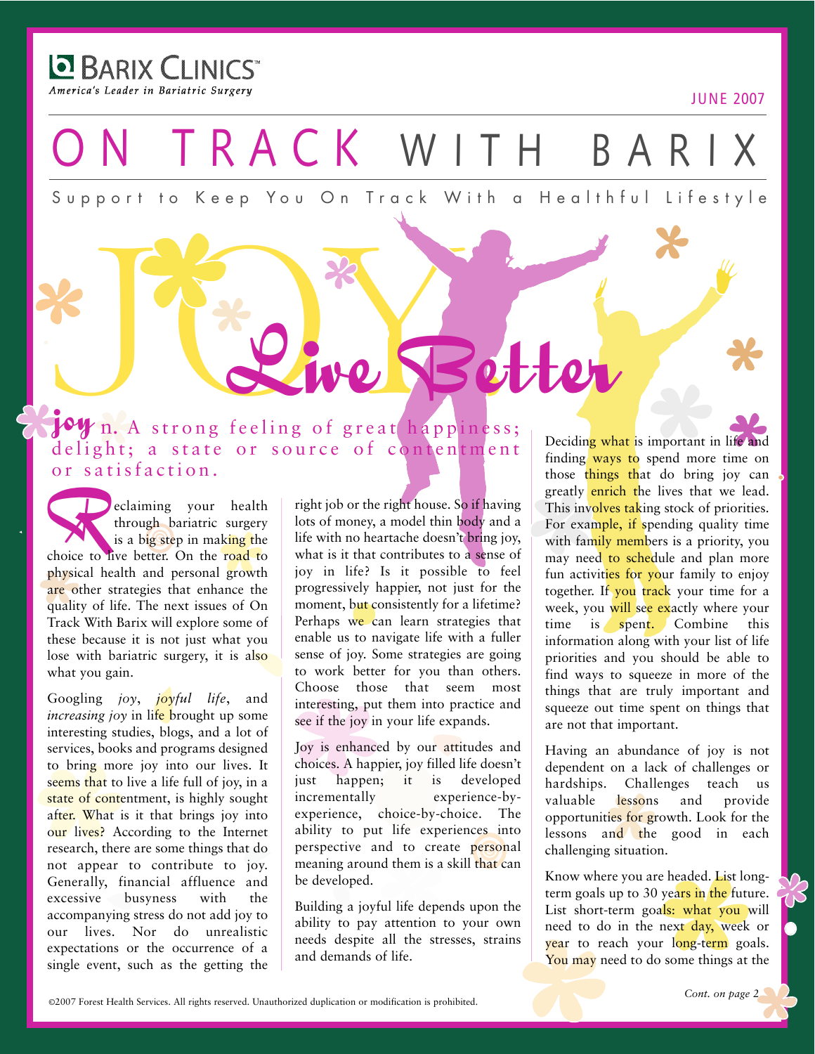Barix Clinics™
*America's Leader in Bariatric Surgery*

June 2007

# On Track With Barix

Support to Keep You On Track With a Healthful Lifestyle

## JOY — Live Better

**joy** n. A strong feeling of great happiness; delight; a state or source of contentment or satisfaction.

Reclaiming your health through bariatric surgery is a big step in making the choice to live better. On the road to physical health and personal growth are other strategies that enhance the quality of life. The next issues of On Track With Barix will explore some of these because it is not just what you lose with bariatric surgery, it is also what you gain.

Googling *joy*, *joyful life*, and *increasing joy* in life brought up some interesting studies, blogs, and a lot of services, books and programs designed to bring more joy into our lives. It seems that to live a life full of joy, in a state of contentment, is highly sought after. What is it that brings joy into our lives? According to the Internet research, there are some things that do not appear to contribute to joy. Generally, financial affluence and excessive busyness with the accompanying stress do not add joy to our lives. Nor do unrealistic expectations or the occurrence of a single event, such as the getting the right job or the right house. So if having lots of money, a model thin body and a life with no heartache doesn't bring joy, what is it that contributes to a sense of joy in life? Is it possible to feel progressively happier, not just for the moment, but consistently for a lifetime? Perhaps we can learn strategies that enable us to navigate life with a fuller sense of joy. Some strategies are going to work better for you than others. Choose those that seem most interesting, put them into practice and see if the joy in your life expands.

Joy is enhanced by our attitudes and choices. A happier, joy filled life doesn't just happen; it is developed incrementally experience-by-experience, choice-by-choice. The ability to put life experiences into perspective and to create personal meaning around them is a skill that can be developed.

Building a joyful life depends upon the ability to pay attention to your own needs despite all the stresses, strains and demands of life.

Deciding what is important in life and finding ways to spend more time on those things that do bring joy can greatly enrich the lives that we lead. This involves taking stock of priorities. For example, if spending quality time with family members is a priority, you may need to schedule and plan more fun activities for your family to enjoy together. If you track your time for a week, you will see exactly where your time is spent. Combine this information along with your list of life priorities and you should be able to find ways to squeeze in more of the things that are truly important and squeeze out time spent on things that are not that important.

Having an abundance of joy is not dependent on a lack of challenges or hardships. Challenges teach us valuable lessons and provide opportunities for growth. Look for the lessons and the good in each challenging situation.

Know where you are headed. List long-term goals up to 30 years in the future. List short-term goals: what you will need to do in the next day, week or year to reach your long-term goals. You may need to do some things at the

*Cont. on page 2*

©2007 Forest Health Services. All rights reserved. Unauthorized duplication or modification is prohibited.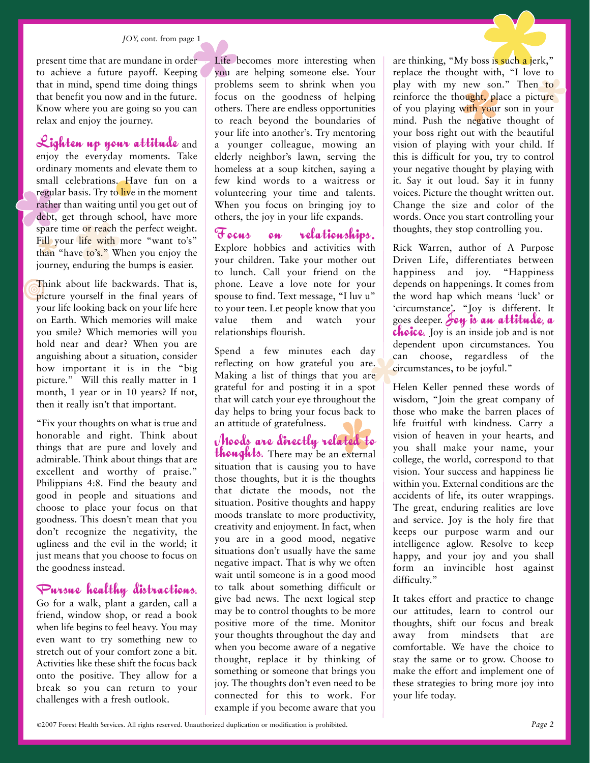*JOY*, cont. from page 1

present time that are mundane in order to achieve a future payoff. Keeping that in mind, spend time doing things that benefit you now and in the future. Know where you are going so you can relax and enjoy the journey.

**Lighten up your attitude** and enjoy the everyday moments. Take ordinary moments and elevate them to small celebrations. Have fun on a regular basis. Try to live in the moment rather than waiting until you get out of debt, get through school, have more spare time or reach the perfect weight. Fill your life with more "want to's" than "have to's." When you enjoy the journey, enduring the bumps is easier.

Think about life backwards. That is, picture yourself in the final years of your life looking back on your life here on Earth. Which memories will make you smile? Which memories will you hold near and dear? When you are anguishing about a situation, consider how important it is in the "big picture." Will this really matter in 1 month, 1 year or in 10 years? If not, then it really isn't that important.

"Fix your thoughts on what is true and honorable and right. Think about things that are pure and lovely and admirable. Think about things that are excellent and worthy of praise." Philippians 4:8. Find the beauty and good in people and situations and choose to place your focus on that goodness. This doesn't mean that you don't recognize the negativity, the ugliness and the evil in the world; it just means that you choose to focus on the goodness instead.

**Pursue healthy distractions.** Go for a walk, plant a garden, call a friend, window shop, or read a book when life begins to feel heavy. You may even want to try something new to stretch out of your comfort zone a bit. Activities like these shift the focus back onto the positive. They allow for a break so you can return to your challenges with a fresh outlook.

Life becomes more interesting when you are helping someone else. Your problems seem to shrink when you focus on the goodness of helping others. There are endless opportunities to reach beyond the boundaries of your life into another's. Try mentoring a younger colleague, mowing an elderly neighbor's lawn, serving the homeless at a soup kitchen, saying a few kind words to a waitress or volunteering your time and talents. When you focus on bringing joy to others, the joy in your life expands.

**Focus on relationships.** Explore hobbies and activities with your children. Take your mother out to lunch. Call your friend on the phone. Leave a love note for your spouse to find. Text message, "I luv u" to your teen. Let people know that you value them and watch your relationships flourish.

Spend a few minutes each day reflecting on how grateful you are. Making a list of things that you are grateful for and posting it in a spot that will catch your eye throughout the day helps to bring your focus back to an attitude of gratefulness.

**Moods are directly related to thoughts.** There may be an external situation that is causing you to have those thoughts, but it is the thoughts that dictate the moods, not the situation. Positive thoughts and happy moods translate to more productivity, creativity and enjoyment. In fact, when you are in a good mood, negative situations don't usually have the same negative impact. That is why we often wait until someone is in a good mood to talk about something difficult or give bad news. The next logical step may be to control thoughts to be more positive more of the time. Monitor your thoughts throughout the day and when you become aware of a negative thought, replace it by thinking of something or someone that brings you joy. The thoughts don't even need to be connected for this to work. For example if you become aware that you are thinking, "My boss is such a jerk," replace the thought with, "I love to play with my new son." Then to reinforce the thought, place a picture of you playing with your son in your mind. Push the negative thought of your boss right out with the beautiful vision of playing with your child. If this is difficult for you, try to control your negative thought by playing with it. Say it out loud. Say it in funny voices. Picture the thought written out. Change the size and color of the words. Once you start controlling your thoughts, they stop controlling you.

Rick Warren, author of A Purpose Driven Life, differentiates between happiness and joy. "Happiness depends on happenings. It comes from the word hap which means 'luck' or 'circumstance'. "Joy is different. It goes deeper. **Joy is an attitude, a choice.** Joy is an inside job and is not dependent upon circumstances. You can choose, regardless of the circumstances, to be joyful."

Helen Keller penned these words of wisdom, "Join the great company of those who make the barren places of life fruitful with kindness. Carry a vision of heaven in your hearts, and you shall make your name, your college, the world, correspond to that vision. Your success and happiness lie within you. External conditions are the accidents of life, its outer wrappings. The great, enduring realities are love and service. Joy is the holy fire that keeps our purpose warm and our intelligence aglow. Resolve to keep happy, and your joy and you shall form an invincible host against difficulty."

It takes effort and practice to change our attitudes, learn to control our thoughts, shift our focus and break away from mindsets that are comfortable. We have the choice to stay the same or to grow. Choose to make the effort and implement one of these strategies to bring more joy into your life today.

©2007 Forest Health Services. All rights reserved. Unauthorized duplication or modification is prohibited.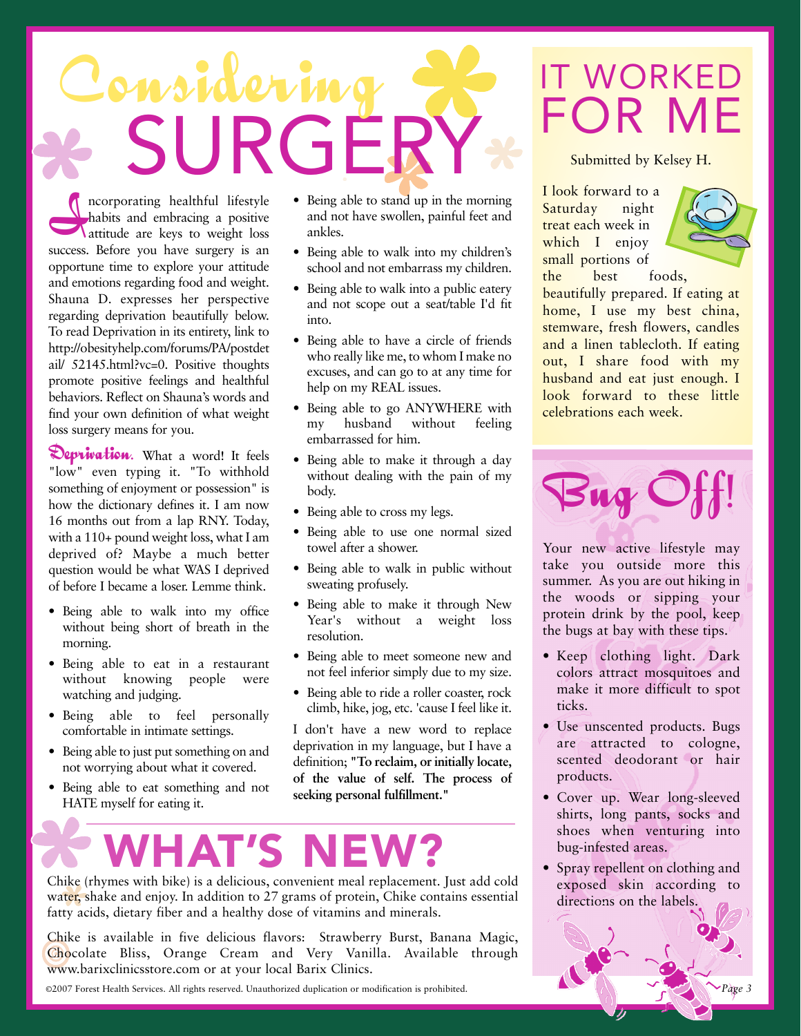# Considering SURGERY

Incorporating healthful lifestyle habits and embracing a positive attitude are keys to weight loss success. Before you have surgery is an opportune time to explore your attitude and emotions regarding food and weight. Shauna D. expresses her perspective regarding deprivation beautifully below. To read Deprivation in its entirety, link to http://obesityhelp.com/forums/PA/postdetail/ 52145.html?vc=0. Positive thoughts promote positive feelings and healthful behaviors. Reflect on Shauna's words and find your own definition of what weight loss surgery means for you.

**Deprivation.** What a word! It feels "low" even typing it. "To withhold something of enjoyment or possession" is how the dictionary defines it. I am now 16 months out from a lap RNY. Today, with a 110+ pound weight loss, what I am deprived of? Maybe a much better question would be what WAS I deprived of before I became a loser. Lemme think.

- Being able to walk into my office without being short of breath in the morning.
- Being able to eat in a restaurant without knowing people were watching and judging.
- Being able to feel personally comfortable in intimate settings.
- Being able to just put something on and not worrying about what it covered.
- Being able to eat something and not HATE myself for eating it.
- Being able to stand up in the morning and not have swollen, painful feet and ankles.
- Being able to walk into my children's school and not embarrass my children.
- Being able to walk into a public eatery and not scope out a seat/table I'd fit into.
- Being able to have a circle of friends who really like me, to whom I make no excuses, and can go to at any time for help on my REAL issues.
- Being able to go ANYWHERE with my husband without feeling embarrassed for him.
- Being able to make it through a day without dealing with the pain of my body.
- Being able to cross my legs.
- Being able to use one normal sized towel after a shower.
- Being able to walk in public without sweating profusely.
- Being able to make it through New Year's without a weight loss resolution.
- Being able to meet someone new and not feel inferior simply due to my size.
- Being able to ride a roller coaster, rock climb, hike, jog, etc. 'cause I feel like it.

I don't have a new word to replace deprivation in my language, but I have a definition; **"To reclaim, or initially locate, of the value of self. The process of seeking personal fulfillment."**

# WHAT'S NEW?

Chike (rhymes with bike) is a delicious, convenient meal replacement. Just add cold water, shake and enjoy. In addition to 27 grams of protein, Chike contains essential fatty acids, dietary fiber and a healthy dose of vitamins and minerals.

Chike is available in five delicious flavors: Strawberry Burst, Banana Magic, Chocolate Bliss, Orange Cream and Very Vanilla. Available through www.barixclinicsstore.com or at your local Barix Clinics.

# IT WORKED FOR ME

Submitted by Kelsey H.

I look forward to a Saturday night treat each week in which I enjoy small portions of the best foods, beautifully prepared. If eating at home, I use my best china, stemware, fresh flowers, candles and a linen tablecloth. If eating out, I share food with my husband and eat just enough. I look forward to these little celebrations each week.

# Bug Off!

Your new active lifestyle may take you outside more this summer. As you are out hiking in the woods or sipping your protein drink by the pool, keep the bugs at bay with these tips.

- Keep clothing light. Dark colors attract mosquitoes and make it more difficult to spot ticks.
- Use unscented products. Bugs are attracted to cologne, scented deodorant or hair products.
- Cover up. Wear long-sleeved shirts, long pants, socks and shoes when venturing into bug-infested areas.
- Spray repellent on clothing and exposed skin according to directions on the labels.

©2007 Forest Health Services. All rights reserved. Unauthorized duplication or modification is prohibited.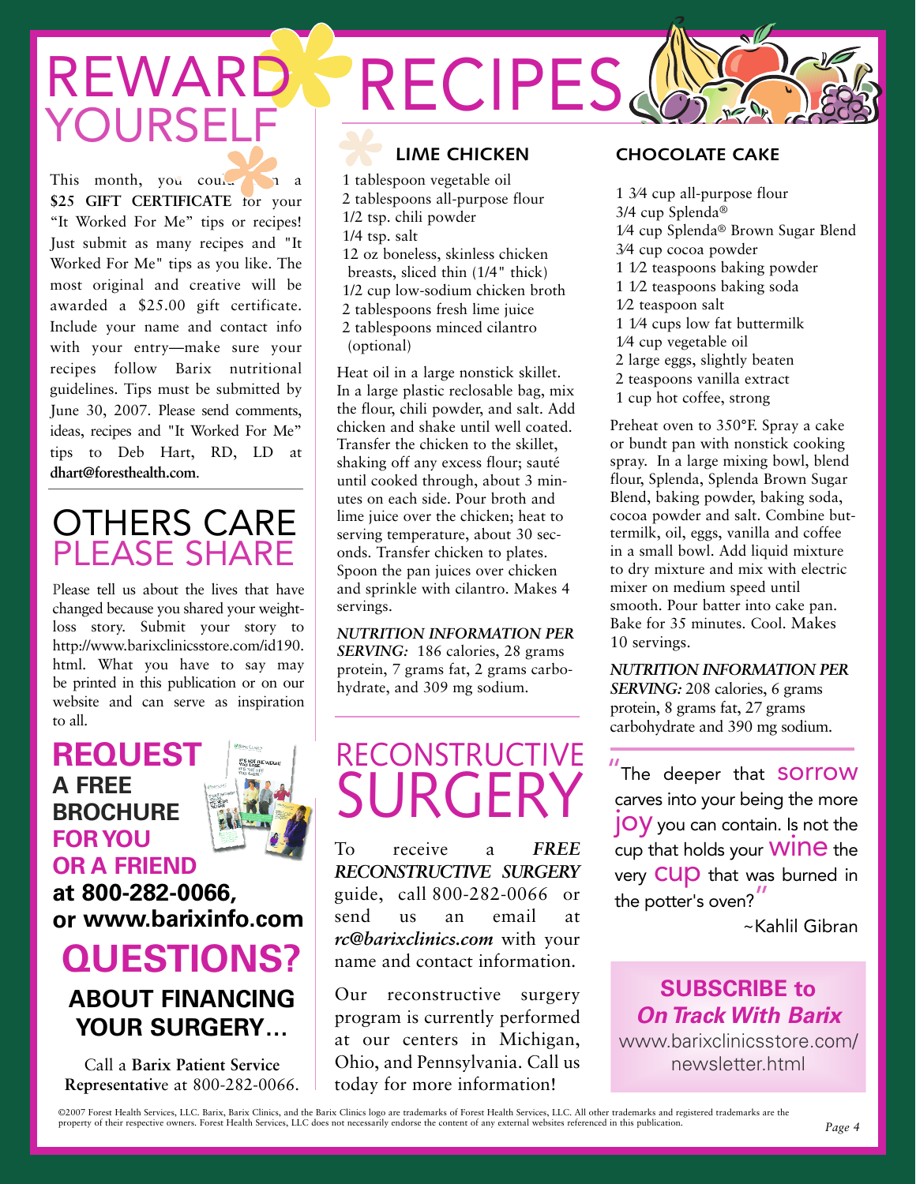# REWARD YOURSELF

This month, you could win a **$25 GIFT CERTIFICATE** for your "It Worked For Me" tips or recipes! Just submit as many recipes and "It Worked For Me" tips as you like. The most original and creative will be awarded a $25.00 gift certificate. Include your name and contact info with your entry—make sure your recipes follow Barix nutritional guidelines. Tips must be submitted by June 30, 2007. Please send comments, ideas, recipes and "It Worked For Me" tips to Deb Hart, RD, LD at **dhart@foresthealth.com**.

# OTHERS CARE PLEASE SHARE

Please tell us about the lives that have changed because you shared your weight-loss story. Submit your story to http://www.barixclinicsstore.com/id190.html. What you have to say may be printed in this publication or on our website and can serve as inspiration to all.

## REQUEST A FREE BROCHURE FOR YOU OR A FRIEND at 800-282-0066, or www.barixinfo.com

## QUESTIONS? ABOUT FINANCING YOUR SURGERY...

Call a **Barix Patient Service Representative** at 800-282-0066.

# RECIPES

### LIME CHICKEN

1 tablespoon vegetable oil
2 tablespoons all-purpose flour
1/2 tsp. chili powder
1/4 tsp. salt
12 oz boneless, skinless chicken breasts, sliced thin (1/4" thick)
1/2 cup low-sodium chicken broth
2 tablespoons fresh lime juice
2 tablespoons minced cilantro (optional)

Heat oil in a large nonstick skillet. In a large plastic reclosable bag, mix the flour, chili powder, and salt. Add chicken and shake until well coated. Transfer the chicken to the skillet, shaking off any excess flour; sauté until cooked through, about 3 minutes on each side. Pour broth and lime juice over the chicken; heat to serving temperature, about 30 seconds. Transfer chicken to plates. Spoon the pan juices over chicken and sprinkle with cilantro. Makes 4 servings.

***NUTRITION INFORMATION PER SERVING:*** 186 calories, 28 grams protein, 7 grams fat, 2 grams carbohydrate, and 309 mg sodium.

### CHOCOLATE CAKE

1 3⁄4 cup all-purpose flour
3/4 cup Splenda®
1⁄4 cup Splenda® Brown Sugar Blend
3⁄4 cup cocoa powder
1 1⁄2 teaspoons baking powder
1 1⁄2 teaspoons baking soda
1⁄2 teaspoon salt
1 1⁄4 cups low fat buttermilk
1⁄4 cup vegetable oil
2 large eggs, slightly beaten
2 teaspoons vanilla extract
1 cup hot coffee, strong

Preheat oven to 350°F. Spray a cake or bundt pan with nonstick cooking spray. In a large mixing bowl, blend flour, Splenda, Splenda Brown Sugar Blend, baking powder, baking soda, cocoa powder and salt. Combine buttermilk, oil, eggs, vanilla and coffee in a small bowl. Add liquid mixture to dry mixture and mix with electric mixer on medium speed until smooth. Pour batter into cake pan. Bake for 35 minutes. Cool. Makes 10 servings.

***NUTRITION INFORMATION PER SERVING:*** 208 calories, 6 grams protein, 8 grams fat, 27 grams carbohydrate and 390 mg sodium.

# RECONSTRUCTIVE SURGERY

To receive a ***FREE RECONSTRUCTIVE SURGERY*** guide, call 800-282-0066 or send us an email at ***rc@barixclinics.com*** with your name and contact information.

Our reconstructive surgery program is currently performed at our centers in Michigan, Ohio, and Pennsylvania. Call us today for more information!

"The deeper that sorrow carves into your being the more joy you can contain. Is not the cup that holds your wine the very cup that was burned in the potter's oven?"

~Kahlil Gibran

**SUBSCRIBE to *On Track With Barix***
www.barixclinicsstore.com/newsletter.html

©2007 Forest Health Services, LLC. Barix, Barix Clinics, and the Barix Clinics logo are trademarks of Forest Health Services, LLC. All other trademarks and registered trademarks are the property of their respective owners. Forest Health Services, LLC does not necessarily endorse the content of any external websites referenced in this publication.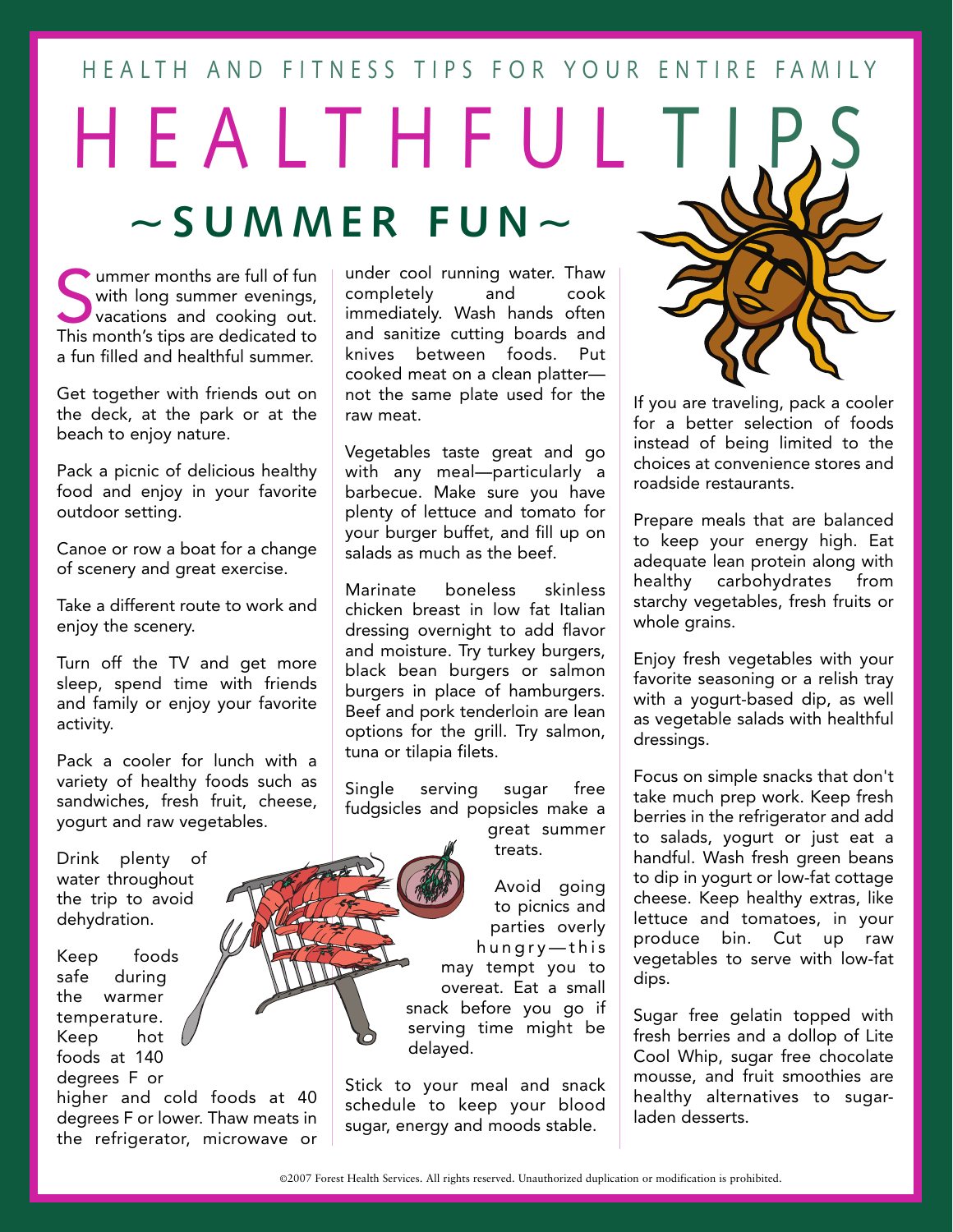HEALTH AND FITNESS TIPS FOR YOUR ENTIRE FAMILY

# HEALTHFUL TIPS

## ~SUMMER FUN~

Summer months are full of fun with long summer evenings, vacations and cooking out. This month's tips are dedicated to a fun filled and healthful summer.

Get together with friends out on the deck, at the park or at the beach to enjoy nature.

Pack a picnic of delicious healthy food and enjoy in your favorite outdoor setting.

Canoe or row a boat for a change of scenery and great exercise.

Take a different route to work and enjoy the scenery.

Turn off the TV and get more sleep, spend time with friends and family or enjoy your favorite activity.

Pack a cooler for lunch with a variety of healthy foods such as sandwiches, fresh fruit, cheese, yogurt and raw vegetables.

Drink plenty of water throughout the trip to avoid dehydration.

Keep foods safe during the warmer temperature. Keep hot foods at 140 degrees F or higher and cold foods at 40 degrees F or lower. Thaw meats in the refrigerator, microwave or under cool running water. Thaw completely and cook immediately. Wash hands often and sanitize cutting boards and knives between foods. Put cooked meat on a clean platter—not the same plate used for the raw meat.

Vegetables taste great and go with any meal—particularly a barbecue. Make sure you have plenty of lettuce and tomato for your burger buffet, and fill up on salads as much as the beef.

Marinate boneless skinless chicken breast in low fat Italian dressing overnight to add flavor and moisture. Try turkey burgers, black bean burgers or salmon burgers in place of hamburgers. Beef and pork tenderloin are lean options for the grill. Try salmon, tuna or tilapia filets.

Single serving sugar free fudgsicles and popsicles make a great summer treats.

Avoid going to picnics and parties overly hungry—this may tempt you to overeat. Eat a small snack before you go if serving time might be delayed.

Stick to your meal and snack schedule to keep your blood sugar, energy and moods stable.

If you are traveling, pack a cooler for a better selection of foods instead of being limited to the choices at convenience stores and roadside restaurants.

Prepare meals that are balanced to keep your energy high. Eat adequate lean protein along with healthy carbohydrates from starchy vegetables, fresh fruits or whole grains.

Enjoy fresh vegetables with your favorite seasoning or a relish tray with a yogurt-based dip, as well as vegetable salads with healthful dressings.

Focus on simple snacks that don't take much prep work. Keep fresh berries in the refrigerator and add to salads, yogurt or just eat a handful. Wash fresh green beans to dip in yogurt or low-fat cottage cheese. Keep healthy extras, like lettuce and tomatoes, in your produce bin. Cut up raw vegetables to serve with low-fat dips.

Sugar free gelatin topped with fresh berries and a dollop of Lite Cool Whip, sugar free chocolate mousse, and fruit smoothies are healthy alternatives to sugar-laden desserts.

©2007 Forest Health Services. All rights reserved. Unauthorized duplication or modification is prohibited.